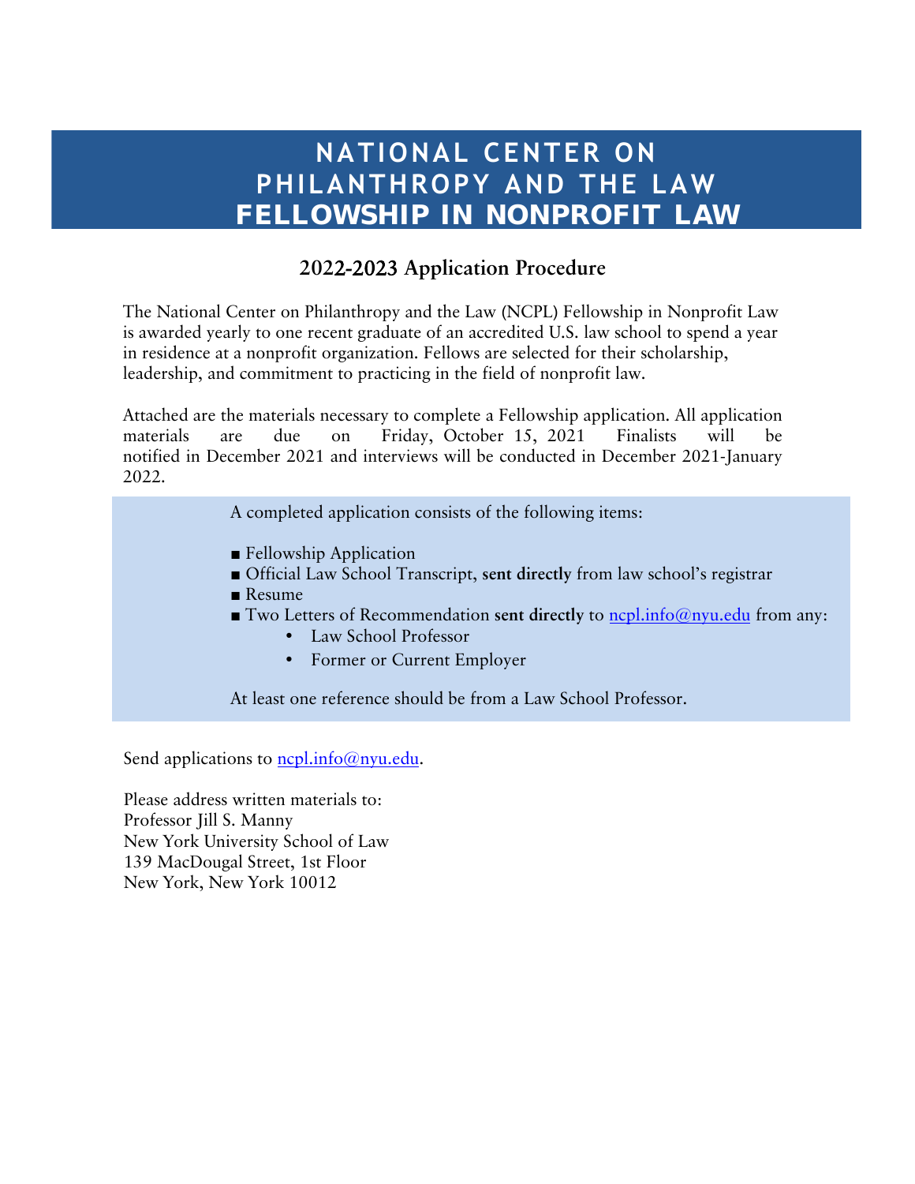# NATIONAL CENTER ON PHILANTHROPY AND THE LAW
# FELLOWSHIP IN NONPROFIT LAW

## 2022-2023 Application Procedure

The National Center on Philanthropy and the Law (NCPL) Fellowship in Nonprofit Law is awarded yearly to one recent graduate of an accredited U.S. law school to spend a year in residence at a nonprofit organization. Fellows are selected for their scholarship, leadership, and commitment to practicing in the field of nonprofit law.

Attached are the materials necessary to complete a Fellowship application. All application materials are due on Friday, October 15, 2021 Finalists will be notified in December 2021 and interviews will be conducted in December 2021-January 2022.

A completed application consists of the following items:

- Fellowship Application
- Official Law School Transcript, **sent directly** from law school's registrar
- Resume
- Two Letters of Recommendation **sent directly** to ncpl.info@nyu.edu from any:
  - Law School Professor
  - Former or Current Employer

At least one reference should be from a Law School Professor.

Send applications to ncpl.info@nyu.edu.

Please address written materials to:
Professor Jill S. Manny
New York University School of Law
139 MacDougal Street, 1st Floor
New York, New York 10012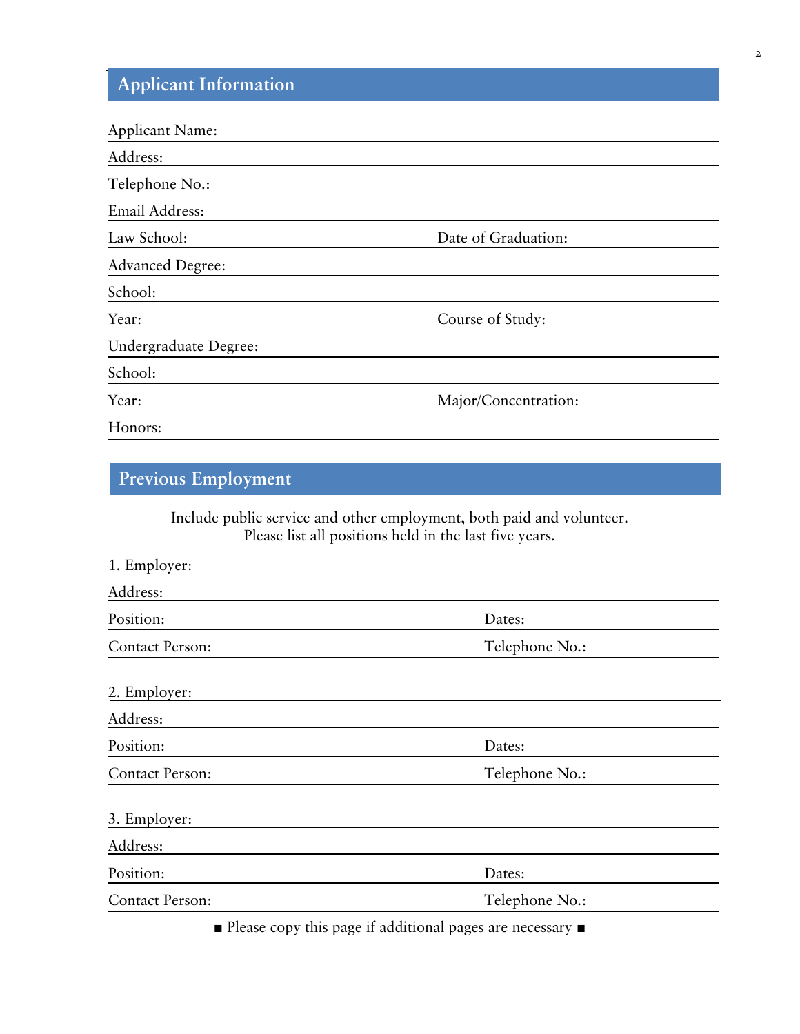## Applicant Information

Applicant Name:

Address:

Telephone No.:

Email Address:

Law School: Date of Graduation:

Advanced Degree:

School:

Year: Course of Study:

Undergraduate Degree:

School:

Year: Major/Concentration:

Honors:

## Previous Employment

Include public service and other employment, both paid and volunteer.
Please list all positions held in the last five years.

1. Employer:

Address:

Position: Dates:

Contact Person: Telephone No.:

2. Employer:

Address:

Position: Dates:

Contact Person: Telephone No.:

3. Employer:

Address:

Position: Dates:

Contact Person: Telephone No.:

■ Please copy this page if additional pages are necessary ■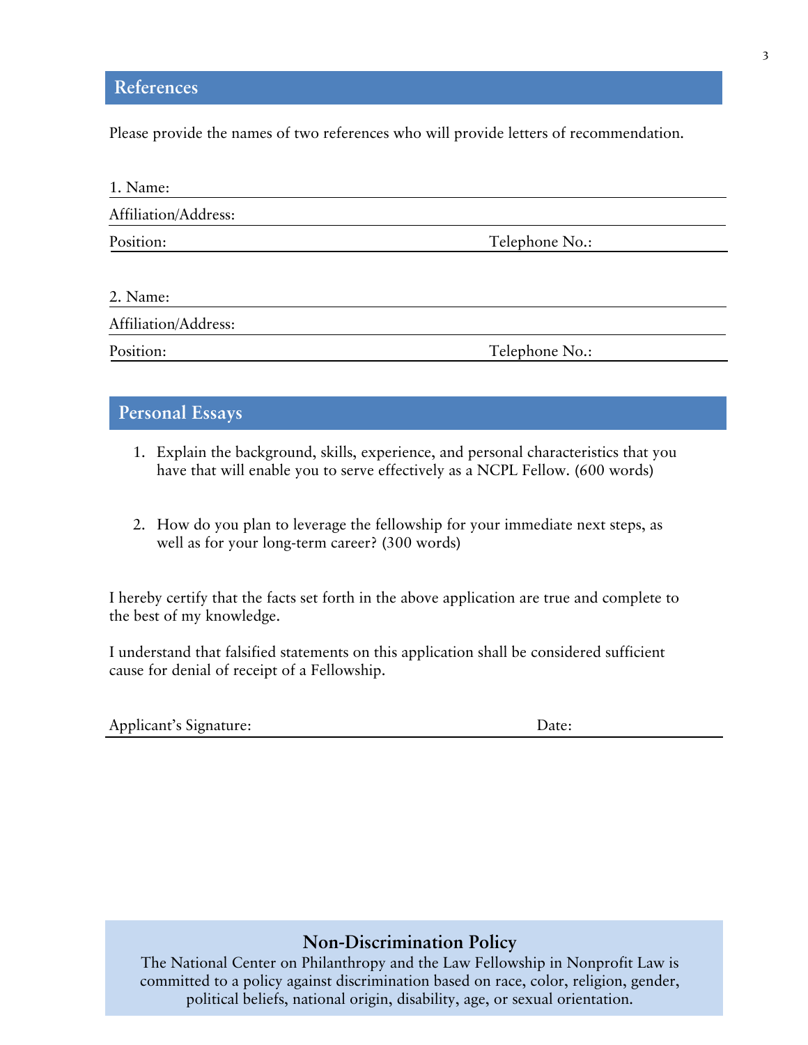## References

Please provide the names of two references who will provide letters of recommendation.

1. Name:

Affiliation/Address:

Position: Telephone No.:

2. Name:

Affiliation/Address:

Position: Telephone No.:

## Personal Essays

1. Explain the background, skills, experience, and personal characteristics that you have that will enable you to serve effectively as a NCPL Fellow. (600 words)

2. How do you plan to leverage the fellowship for your immediate next steps, as well as for your long-term career? (300 words)

I hereby certify that the facts set forth in the above application are true and complete to the best of my knowledge.

I understand that falsified statements on this application shall be considered sufficient cause for denial of receipt of a Fellowship.

Applicant's Signature: Date:

### Non-Discrimination Policy

The National Center on Philanthropy and the Law Fellowship in Nonprofit Law is committed to a policy against discrimination based on race, color, religion, gender, political beliefs, national origin, disability, age, or sexual orientation.